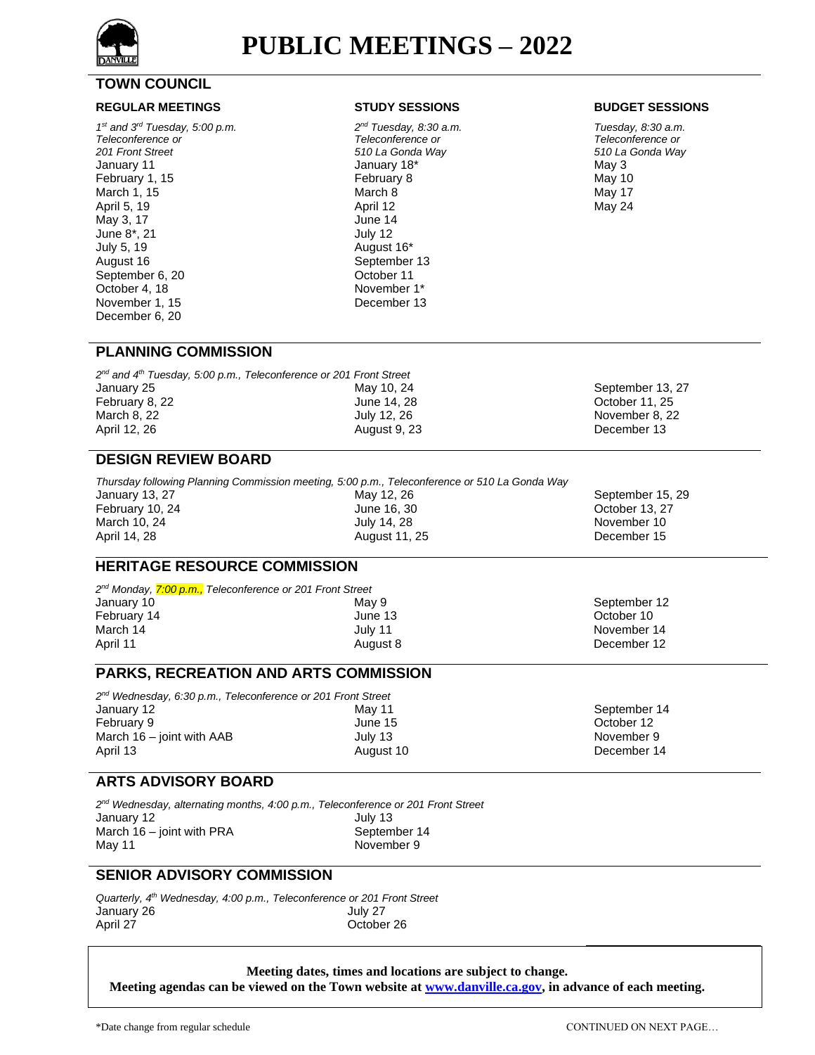# PUBLIC MEETINGS – 2022

## TOWN COUNCIL

### REGULAR MEETINGS

*1st and 3rd Tuesday, 5:00 p.m.*
*Teleconference or*
*201 Front Street*

January 11
February 1, 15
March 1, 15
April 5, 19
May 3, 17
June 8*, 21
July 5, 19
August 16
September 6, 20
October 4, 18
November 1, 15
December 6, 20

### STUDY SESSIONS

*2nd Tuesday, 8:30 a.m.*
*Teleconference or*
*510 La Gonda Way*

January 18*
February 8
March 8
April 12
June 14
July 12
August 16*
September 13
October 11
November 1*
December 13

### BUDGET SESSIONS

*Tuesday, 8:30 a.m.*
*Teleconference or*
*510 La Gonda Way*

May 3
May 10
May 17
May 24

## PLANNING COMMISSION

*2nd and 4th Tuesday, 5:00 p.m., Teleconference or 201 Front Street*

January 25
February 8, 22
March 8, 22
April 12, 26
May 10, 24
June 14, 28
July 12, 26
August 9, 23
September 13, 27
October 11, 25
November 8, 22
December 13

## DESIGN REVIEW BOARD

*Thursday following Planning Commission meeting, 5:00 p.m., Teleconference or 510 La Gonda Way*

January 13, 27
February 10, 24
March 10, 24
April 14, 28
May 12, 26
June 16, 30
July 14, 28
August 11, 25
September 15, 29
October 13, 27
November 10
December 15

## HERITAGE RESOURCE COMMISSION

*2nd Monday, 7:00 p.m., Teleconference or 201 Front Street*

January 10
February 14
March 14
April 11
May 9
June 13
July 11
August 8
September 12
October 10
November 14
December 12

## PARKS, RECREATION AND ARTS COMMISSION

*2nd Wednesday, 6:30 p.m., Teleconference or 201 Front Street*

January 12
February 9
March 16 – joint with AAB
April 13
May 11
June 15
July 13
August 10
September 14
October 12
November 9
December 14

## ARTS ADVISORY BOARD

*2nd Wednesday, alternating months, 4:00 p.m., Teleconference or 201 Front Street*

January 12
March 16 – joint with PRA
May 11
July 13
September 14
November 9

## SENIOR ADVISORY COMMISSION

*Quarterly, 4th Wednesday, 4:00 p.m., Teleconference or 201 Front Street*

January 26
April 27
July 27
October 26

**Meeting dates, times and locations are subject to change.**
**Meeting agendas can be viewed on the Town website at www.danville.ca.gov, in advance of each meeting.**

*Date change from regular schedule

CONTINUED ON NEXT PAGE…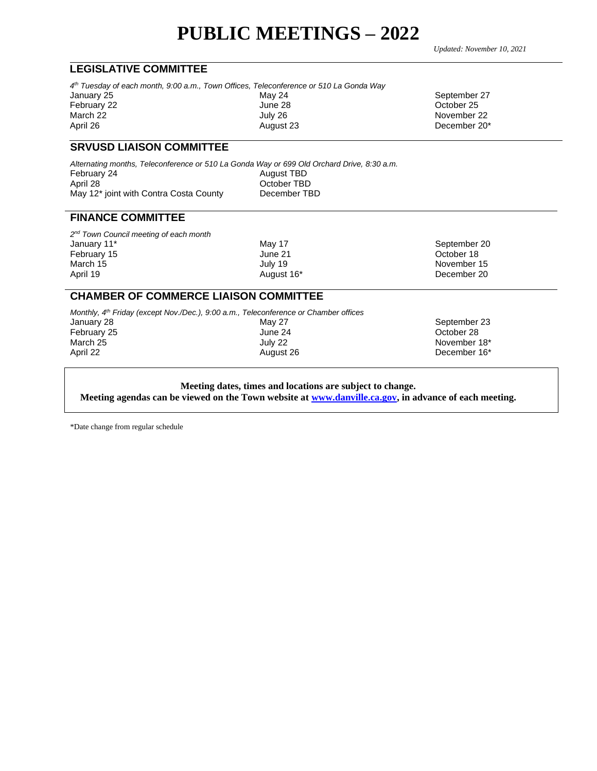# PUBLIC MEETINGS – 2022

*Updated: November 10, 2021*

## LEGISLATIVE COMMITTEE

*4th Tuesday of each month, 9:00 a.m., Town Offices, Teleconference or 510 La Gonda Way*

| | | |
|---|---|---|
| January 25 | May 24 | September 27 |
| February 22 | June 28 | October 25 |
| March 22 | July 26 | November 22 |
| April 26 | August 23 | December 20* |

## SRVUSD LIAISON COMMITTEE

*Alternating months, Teleconference or 510 La Gonda Way or 699 Old Orchard Drive, 8:30 a.m.*

| | |
|---|---|
| February 24 | August TBD |
| April 28 | October TBD |
| May 12* joint with Contra Costa County | December TBD |

## FINANCE COMMITTEE

*2nd Town Council meeting of each month*

| | | |
|---|---|---|
| January 11* | May 17 | September 20 |
| February 15 | June 21 | October 18 |
| March 15 | July 19 | November 15 |
| April 19 | August 16* | December 20 |

## CHAMBER OF COMMERCE LIAISON COMMITTEE

*Monthly, 4th Friday (except Nov./Dec.), 9:00 a.m., Teleconference or Chamber offices*

| | | |
|---|---|---|
| January 28 | May 27 | September 23 |
| February 25 | June 24 | October 28 |
| March 25 | July 22 | November 18* |
| April 22 | August 26 | December 16* |

**Meeting dates, times and locations are subject to change.**
**Meeting agendas can be viewed on the Town website at [www.danville.ca.gov](http://www.danville.ca.gov), in advance of each meeting.**

*Date change from regular schedule